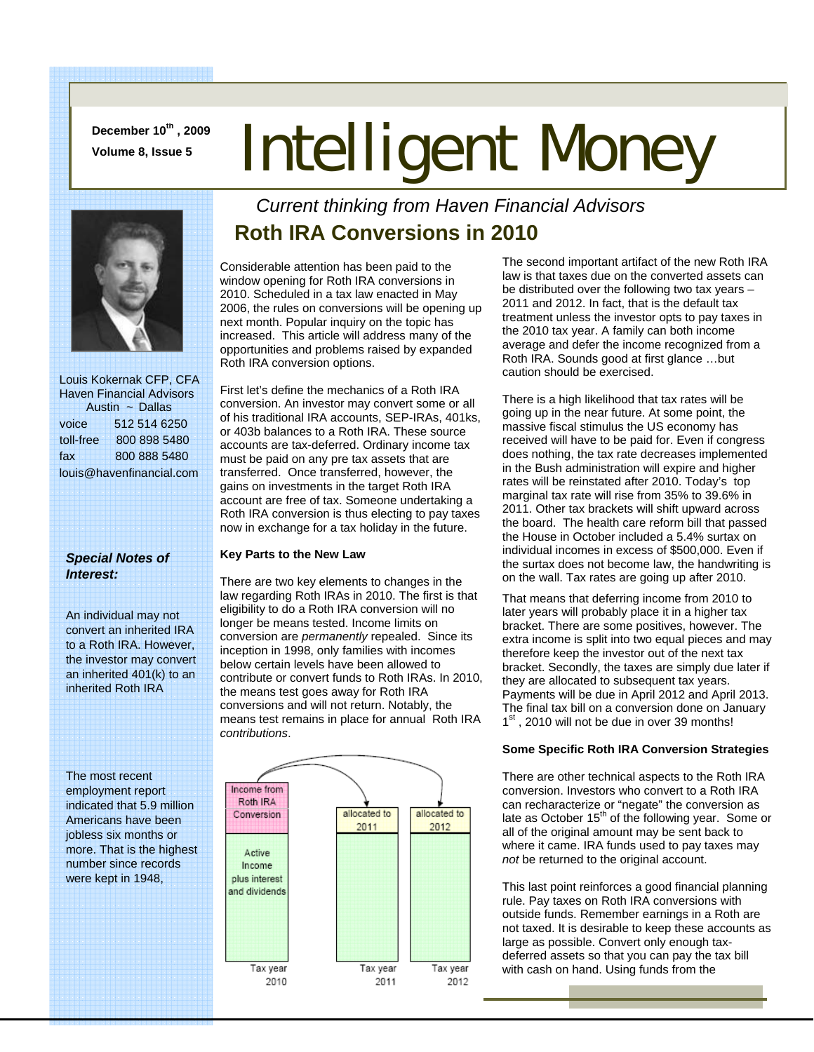December 10th, 2009

Volume 8, Issue 5

# Intelligent Money

*Current thinking from Haven Financial Advisors*

## Roth IRA Conversions in 2010

Louis Kokernak CFP, CFA
Haven Financial Advisors
Austin ~ Dallas

| | |
|---|---|
| voice | 512 514 6250 |
| toll-free | 800 898 5480 |
| fax | 800 888 5480 |

louis@havenfinancial.com

### *Special Notes of Interest:*

An individual may not convert an inherited IRA to a Roth IRA. However, the investor may convert an inherited 401(k) to an inherited Roth IRA

The most recent employment report indicated that 5.9 million Americans have been jobless six months or more. That is the highest number since records were kept in 1948,

Considerable attention has been paid to the window opening for Roth IRA conversions in 2010. Scheduled in a tax law enacted in May 2006, the rules on conversions will be opening up next month. Popular inquiry on the topic has increased. This article will address many of the opportunities and problems raised by expanded Roth IRA conversion options.

First let's define the mechanics of a Roth IRA conversion. An investor may convert some or all of his traditional IRA accounts, SEP-IRAs, 401ks, or 403b balances to a Roth IRA. These source accounts are tax-deferred. Ordinary income tax must be paid on any pre tax assets that are transferred. Once transferred, however, the gains on investments in the target Roth IRA account are free of tax. Someone undertaking a Roth IRA conversion is thus electing to pay taxes now in exchange for a tax holiday in the future.

**Key Parts to the New Law**

There are two key elements to changes in the law regarding Roth IRAs in 2010. The first is that eligibility to do a Roth IRA conversion will no longer be means tested. Income limits on conversion are *permanently* repealed. Since its inception in 1998, only families with incomes below certain levels have been allowed to contribute or convert funds to Roth IRAs. In 2010, the means test goes away for Roth IRA conversions and will not return. Notably, the means test remains in place for annual Roth IRA *contributions*.

Income from Roth IRA Conversion | Active Income plus interest and dividends | Tax year 2010 → allocated to 2011 (Tax year 2011) → allocated to 2012 (Tax year 2012)

The second important artifact of the new Roth IRA law is that taxes due on the converted assets can be distributed over the following two tax years – 2011 and 2012. In fact, that is the default tax treatment unless the investor opts to pay taxes in the 2010 tax year. A family can both income average and defer the income recognized from a Roth IRA. Sounds good at first glance …but caution should be exercised.

There is a high likelihood that tax rates will be going up in the near future. At some point, the massive fiscal stimulus the US economy has received will have to be paid for. Even if congress does nothing, the tax rate decreases implemented in the Bush administration will expire and higher rates will be reinstated after 2010. Today's top marginal tax rate will rise from 35% to 39.6% in 2011. Other tax brackets will shift upward across the board. The health care reform bill that passed the House in October included a 5.4% surtax on individual incomes in excess of $500,000. Even if the surtax does not become law, the handwriting is on the wall. Tax rates are going up after 2010.

That means that deferring income from 2010 to later years will probably place it in a higher tax bracket. There are some positives, however. The extra income is split into two equal pieces and may therefore keep the investor out of the next tax bracket. Secondly, the taxes are simply due later if they are allocated to subsequent tax years. Payments will be due in April 2012 and April 2013. The final tax bill on a conversion done on January 1st, 2010 will not be due in over 39 months!

**Some Specific Roth IRA Conversion Strategies**

There are other technical aspects to the Roth IRA conversion. Investors who convert to a Roth IRA can recharacterize or "negate" the conversion as late as October 15th of the following year. Some or all of the original amount may be sent back to where it came. IRA funds used to pay taxes may *not* be returned to the original account.

This last point reinforces a good financial planning rule. Pay taxes on Roth IRA conversions with outside funds. Remember earnings in a Roth are not taxed. It is desirable to keep these accounts as large as possible. Convert only enough tax-deferred assets so that you can pay the tax bill with cash on hand. Using funds from the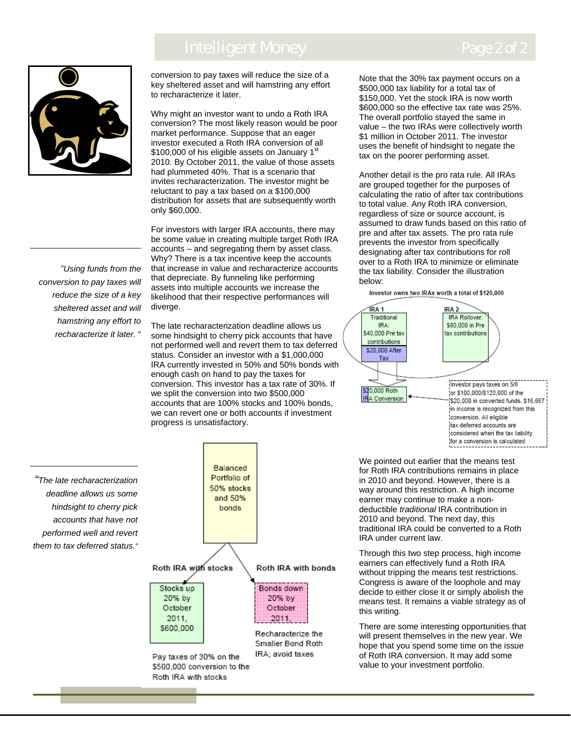conversion to pay taxes will reduce the size of a key sheltered asset and will hamstring any effort to recharacterize it later.

Why might an investor want to undo a Roth IRA conversion? The most likely reason would be poor market performance. Suppose that an eager investor executed a Roth IRA conversion of all \$100,000 of his eligible assets on January 1st 2010. By October 2011, the value of those assets had plummeted 40%. That is a scenario that invites recharacterization. The investor might be reluctant to pay a tax based on a \$100,000 distribution for assets that are subsequently worth only \$60,000.

*"Using funds from the conversion to pay taxes will reduce the size of a key sheltered asset and will hamstring any effort to recharacterize it later."*

For investors with larger IRA accounts, there may be some value in creating multiple target Roth IRA accounts – and segregating them by asset class. Why? There is a tax incentive keep the accounts that increase in value and recharacterize accounts that depreciate. By funneling like performing assets into multiple accounts we increase the likelihood that their respective performances will diverge.

The late recharacterization deadline allows us some hindsight to cherry pick accounts that have not performed well and revert them to tax deferred status. Consider an investor with a \$1,000,000 IRA currently invested in 50% and 50% bonds with enough cash on hand to pay the taxes for conversion. This investor has a tax rate of 30%. If we split the conversion into two \$500,000 accounts that are 100% stocks and 100% bonds, we can revert one or both accounts if investment progress is unsatisfactory.

*"The late recharacterization deadline allows us some hindsight to cherry pick accounts that have not performed well and revert them to tax deferred status."*

Balanced Portfolio of 50% stocks and 50% bonds

Roth IRA with stocks

Stocks up 20% by October 2011, \$600,000

Pay taxes of 30% on the \$500,000 conversion to the Roth IRA with stocks

Roth IRA with bonds

Bonds down 20% by October 2011.

Recharacterize the Smaller Bond Roth IRA; avoid taxes

Note that the 30% tax payment occurs on a \$500,000 tax liability for a total tax of \$150,000. Yet the stock IRA is now worth \$600,000 so the effective tax rate was 25%. The overall portfolio stayed the same in value – the two IRAs were collectively worth \$1 million in October 2011. The investor uses the benefit of hindsight to negate the tax on the poorer performing asset.

Another detail is the pro rata rule. All IRAs are grouped together for the purposes of calculating the ratio of after tax contributions to total value. Any Roth IRA conversion, regardless of size or source account, is assumed to draw funds based on this ratio of pre and after tax assets. The pro rata rule prevents the investor from specifically designating after tax contributions for roll over to a Roth IRA to minimize or eliminate the tax liability. Consider the illustration below:

Investor owns two IRAs worth a total of \$120,000

IRA 1

Traditional IRA: \$40,000 Pre tax contributions

\$20,000 After Tax

IRA 2

IRA Rollover: \$60,000 in Pre tax contributions

\$20,000 Roth IRA Conversion

Investor pays taxes on 5/6 or \$100,000/\$120,000 of the \$20,000 in converted funds. \$16,667 in income is recognized from this conversion. All eligible tax deferred accounts are considered when the tax liability for a conversion is calculated

We pointed out earlier that the means test for Roth IRA contributions remains in place in 2010 and beyond. However, there is a way around this restriction. A high income earner may continue to make a non-deductible *traditional* IRA contribution in 2010 and beyond. The next day, this traditional IRA could be converted to a Roth IRA under current law.

Through this two step process, high income earners can effectively fund a Roth IRA without tripping the means test restrictions. Congress is aware of the loophole and may decide to either close it or simply abolish the means test. It remains a viable strategy as of this writing.

There are some interesting opportunities that will present themselves in the new year. We hope that you spend some time on the issue of Roth IRA conversion. It may add some value to your investment portfolio.